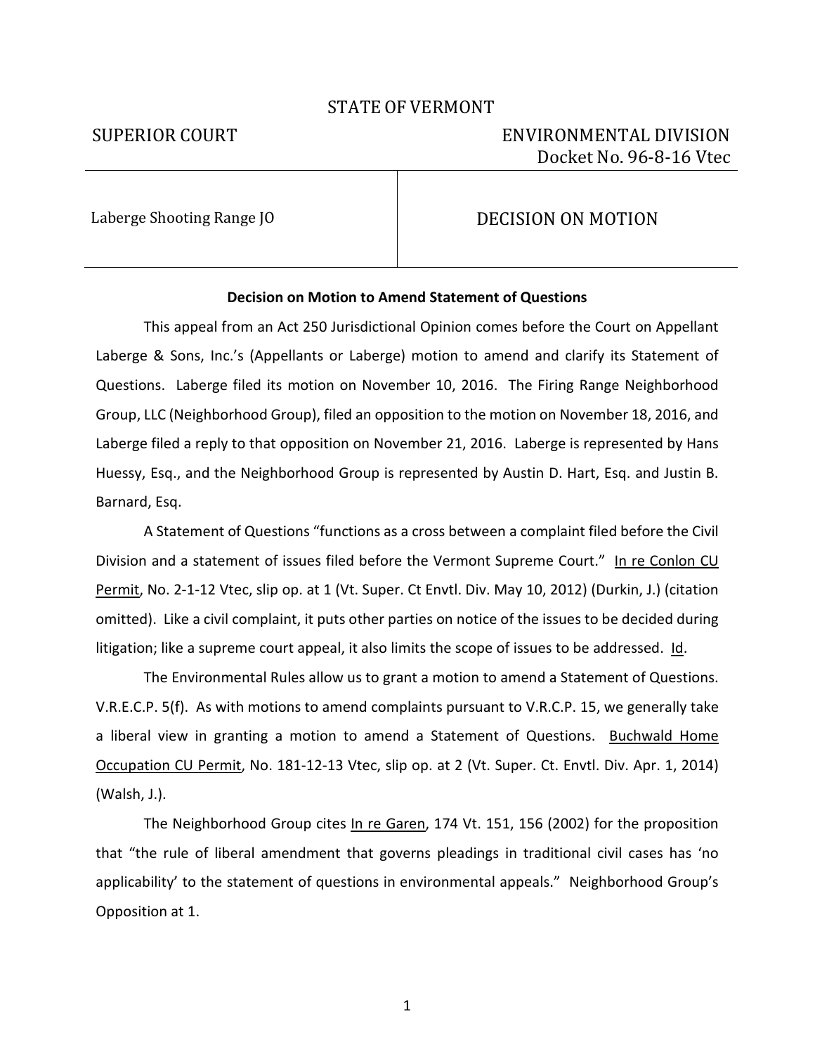STATE OF VERMONT

SUPERIOR COURT — ENVIRONMENTAL DIVISION

Docket No. 96-8-16 Vtec

| | |
|---|---|
| Laberge Shooting Range JO | DECISION ON MOTION |

**Decision on Motion to Amend Statement of Questions**

This appeal from an Act 250 Jurisdictional Opinion comes before the Court on Appellant Laberge & Sons, Inc.'s (Appellants or Laberge) motion to amend and clarify its Statement of Questions. Laberge filed its motion on November 10, 2016. The Firing Range Neighborhood Group, LLC (Neighborhood Group), filed an opposition to the motion on November 18, 2016, and Laberge filed a reply to that opposition on November 21, 2016. Laberge is represented by Hans Huessy, Esq., and the Neighborhood Group is represented by Austin D. Hart, Esq. and Justin B. Barnard, Esq.

A Statement of Questions "functions as a cross between a complaint filed before the Civil Division and a statement of issues filed before the Vermont Supreme Court." In re Conlon CU Permit, No. 2-1-12 Vtec, slip op. at 1 (Vt. Super. Ct Envtl. Div. May 10, 2012) (Durkin, J.) (citation omitted). Like a civil complaint, it puts other parties on notice of the issues to be decided during litigation; like a supreme court appeal, it also limits the scope of issues to be addressed. Id.

The Environmental Rules allow us to grant a motion to amend a Statement of Questions. V.R.E.C.P. 5(f). As with motions to amend complaints pursuant to V.R.C.P. 15, we generally take a liberal view in granting a motion to amend a Statement of Questions. Buchwald Home Occupation CU Permit, No. 181-12-13 Vtec, slip op. at 2 (Vt. Super. Ct. Envtl. Div. Apr. 1, 2014) (Walsh, J.).

The Neighborhood Group cites In re Garen, 174 Vt. 151, 156 (2002) for the proposition that "the rule of liberal amendment that governs pleadings in traditional civil cases has 'no applicability' to the statement of questions in environmental appeals." Neighborhood Group's Opposition at 1.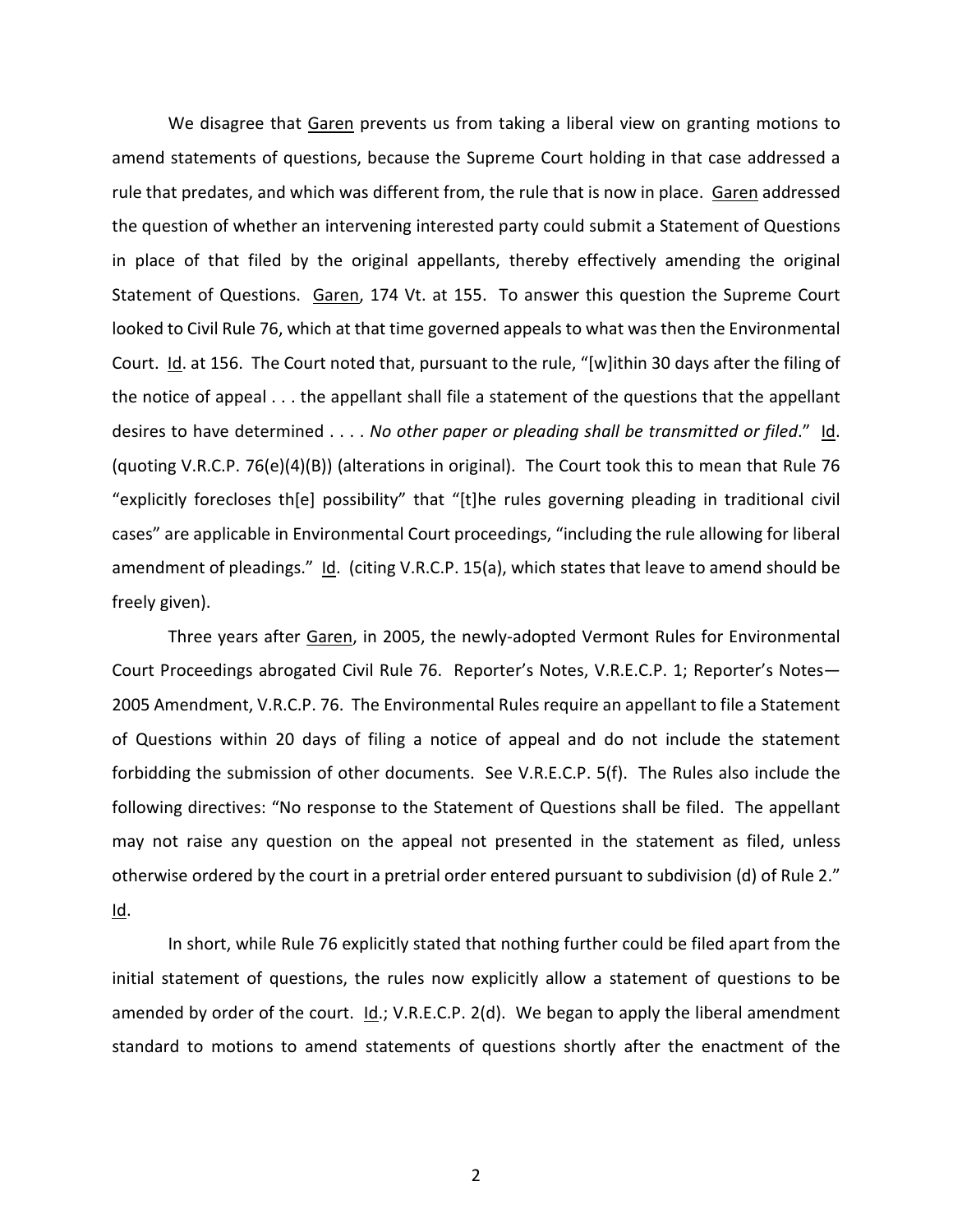We disagree that Garen prevents us from taking a liberal view on granting motions to amend statements of questions, because the Supreme Court holding in that case addressed a rule that predates, and which was different from, the rule that is now in place. Garen addressed the question of whether an intervening interested party could submit a Statement of Questions in place of that filed by the original appellants, thereby effectively amending the original Statement of Questions. Garen, 174 Vt. at 155. To answer this question the Supreme Court looked to Civil Rule 76, which at that time governed appeals to what was then the Environmental Court. Id. at 156. The Court noted that, pursuant to the rule, "[w]ithin 30 days after the filing of the notice of appeal . . . the appellant shall file a statement of the questions that the appellant desires to have determined . . . . *No other paper or pleading shall be transmitted or filed*." Id. (quoting V.R.C.P. 76(e)(4)(B)) (alterations in original). The Court took this to mean that Rule 76 "explicitly forecloses th[e] possibility" that "[t]he rules governing pleading in traditional civil cases" are applicable in Environmental Court proceedings, "including the rule allowing for liberal amendment of pleadings." Id. (citing V.R.C.P. 15(a), which states that leave to amend should be freely given).

Three years after Garen, in 2005, the newly-adopted Vermont Rules for Environmental Court Proceedings abrogated Civil Rule 76. Reporter's Notes, V.R.E.C.P. 1; Reporter's Notes—2005 Amendment, V.R.C.P. 76. The Environmental Rules require an appellant to file a Statement of Questions within 20 days of filing a notice of appeal and do not include the statement forbidding the submission of other documents. See V.R.E.C.P. 5(f). The Rules also include the following directives: "No response to the Statement of Questions shall be filed. The appellant may not raise any question on the appeal not presented in the statement as filed, unless otherwise ordered by the court in a pretrial order entered pursuant to subdivision (d) of Rule 2." Id.

In short, while Rule 76 explicitly stated that nothing further could be filed apart from the initial statement of questions, the rules now explicitly allow a statement of questions to be amended by order of the court. Id.; V.R.E.C.P. 2(d). We began to apply the liberal amendment standard to motions to amend statements of questions shortly after the enactment of the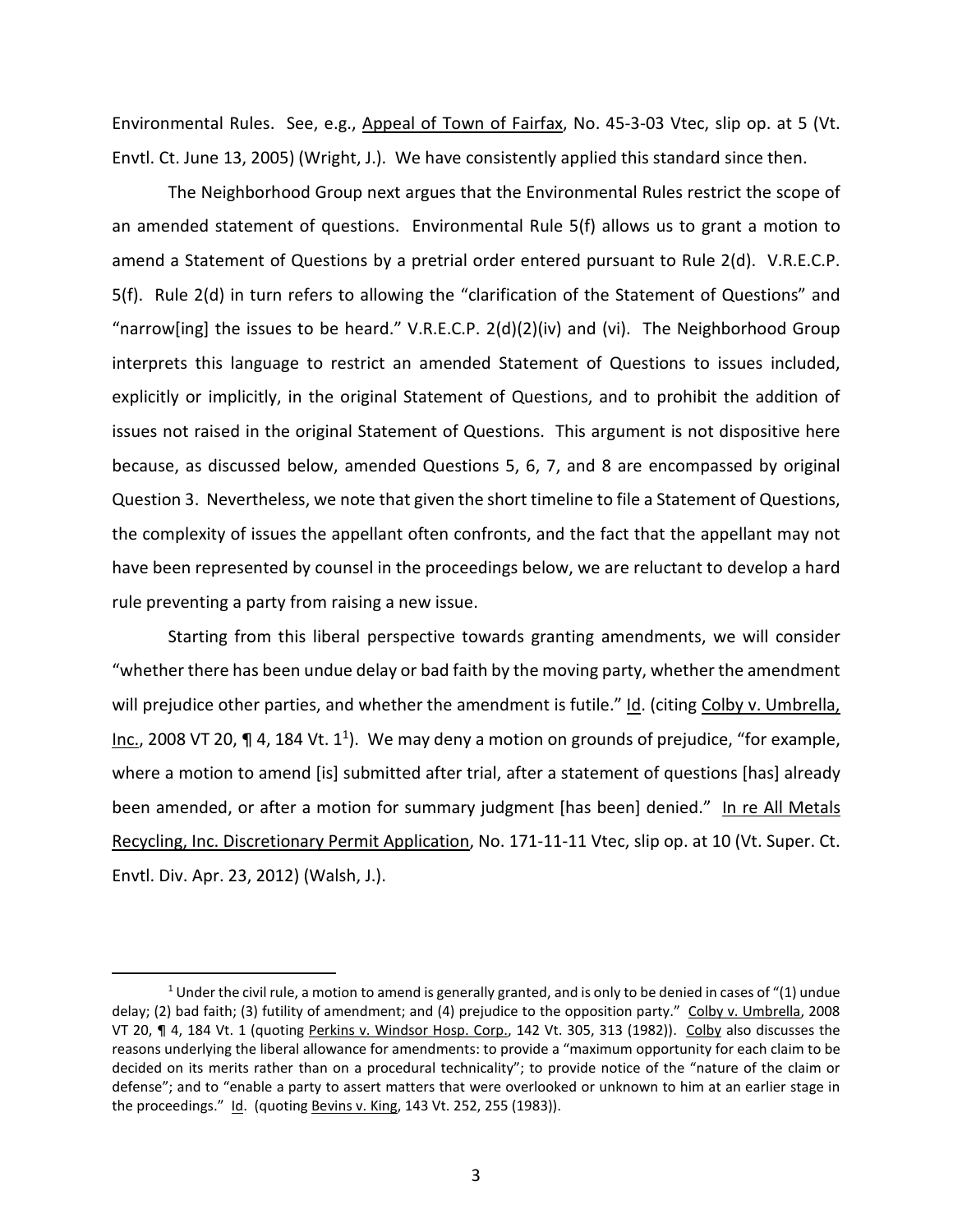Environmental Rules. See, e.g., Appeal of Town of Fairfax, No. 45-3-03 Vtec, slip op. at 5 (Vt. Envtl. Ct. June 13, 2005) (Wright, J.). We have consistently applied this standard since then.

The Neighborhood Group next argues that the Environmental Rules restrict the scope of an amended statement of questions. Environmental Rule 5(f) allows us to grant a motion to amend a Statement of Questions by a pretrial order entered pursuant to Rule 2(d). V.R.E.C.P. 5(f). Rule 2(d) in turn refers to allowing the "clarification of the Statement of Questions" and "narrow[ing] the issues to be heard." V.R.E.C.P. 2(d)(2)(iv) and (vi). The Neighborhood Group interprets this language to restrict an amended Statement of Questions to issues included, explicitly or implicitly, in the original Statement of Questions, and to prohibit the addition of issues not raised in the original Statement of Questions. This argument is not dispositive here because, as discussed below, amended Questions 5, 6, 7, and 8 are encompassed by original Question 3. Nevertheless, we note that given the short timeline to file a Statement of Questions, the complexity of issues the appellant often confronts, and the fact that the appellant may not have been represented by counsel in the proceedings below, we are reluctant to develop a hard rule preventing a party from raising a new issue.

Starting from this liberal perspective towards granting amendments, we will consider "whether there has been undue delay or bad faith by the moving party, whether the amendment will prejudice other parties, and whether the amendment is futile." Id. (citing Colby v. Umbrella, Inc., 2008 VT 20, ¶ 4, 184 Vt. 1[1]). We may deny a motion on grounds of prejudice, "for example, where a motion to amend [is] submitted after trial, after a statement of questions [has] already been amended, or after a motion for summary judgment [has been] denied." In re All Metals Recycling, Inc. Discretionary Permit Application, No. 171-11-11 Vtec, slip op. at 10 (Vt. Super. Ct. Envtl. Div. Apr. 23, 2012) (Walsh, J.).

---

[1] Under the civil rule, a motion to amend is generally granted, and is only to be denied in cases of "(1) undue delay; (2) bad faith; (3) futility of amendment; and (4) prejudice to the opposition party." Colby v. Umbrella, 2008 VT 20, ¶ 4, 184 Vt. 1 (quoting Perkins v. Windsor Hosp. Corp., 142 Vt. 305, 313 (1982)). Colby also discusses the reasons underlying the liberal allowance for amendments: to provide a "maximum opportunity for each claim to be decided on its merits rather than on a procedural technicality"; to provide notice of the "nature of the claim or defense"; and to "enable a party to assert matters that were overlooked or unknown to him at an earlier stage in the proceedings." Id. (quoting Bevins v. King, 143 Vt. 252, 255 (1983)).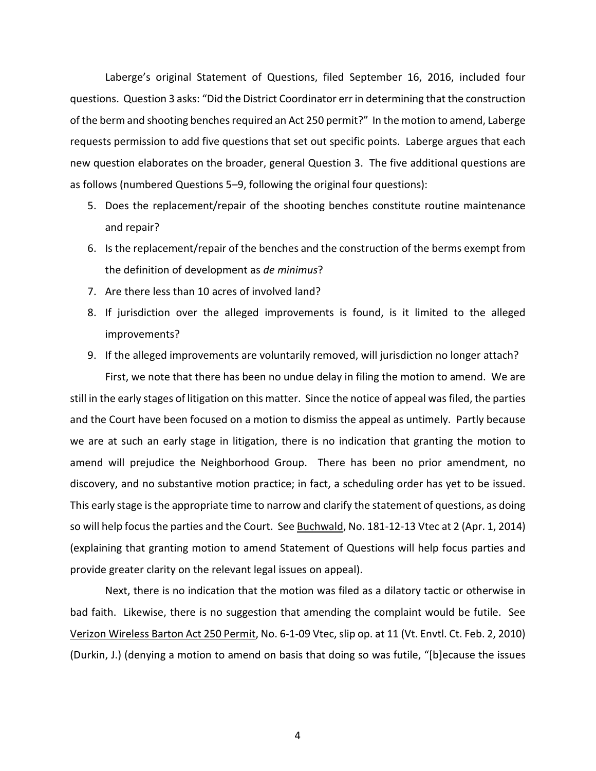Laberge's original Statement of Questions, filed September 16, 2016, included four questions. Question 3 asks: "Did the District Coordinator err in determining that the construction of the berm and shooting benches required an Act 250 permit?" In the motion to amend, Laberge requests permission to add five questions that set out specific points. Laberge argues that each new question elaborates on the broader, general Question 3. The five additional questions are as follows (numbered Questions 5–9, following the original four questions):

5. Does the replacement/repair of the shooting benches constitute routine maintenance and repair?
6. Is the replacement/repair of the benches and the construction of the berms exempt from the definition of development as *de minimus*?
7. Are there less than 10 acres of involved land?
8. If jurisdiction over the alleged improvements is found, is it limited to the alleged improvements?
9. If the alleged improvements are voluntarily removed, will jurisdiction no longer attach?

First, we note that there has been no undue delay in filing the motion to amend. We are still in the early stages of litigation on this matter. Since the notice of appeal was filed, the parties and the Court have been focused on a motion to dismiss the appeal as untimely. Partly because we are at such an early stage in litigation, there is no indication that granting the motion to amend will prejudice the Neighborhood Group. There has been no prior amendment, no discovery, and no substantive motion practice; in fact, a scheduling order has yet to be issued. This early stage is the appropriate time to narrow and clarify the statement of questions, as doing so will help focus the parties and the Court. See Buchwald, No. 181-12-13 Vtec at 2 (Apr. 1, 2014) (explaining that granting motion to amend Statement of Questions will help focus parties and provide greater clarity on the relevant legal issues on appeal).

Next, there is no indication that the motion was filed as a dilatory tactic or otherwise in bad faith. Likewise, there is no suggestion that amending the complaint would be futile. See Verizon Wireless Barton Act 250 Permit, No. 6-1-09 Vtec, slip op. at 11 (Vt. Envtl. Ct. Feb. 2, 2010) (Durkin, J.) (denying a motion to amend on basis that doing so was futile, "[b]ecause the issues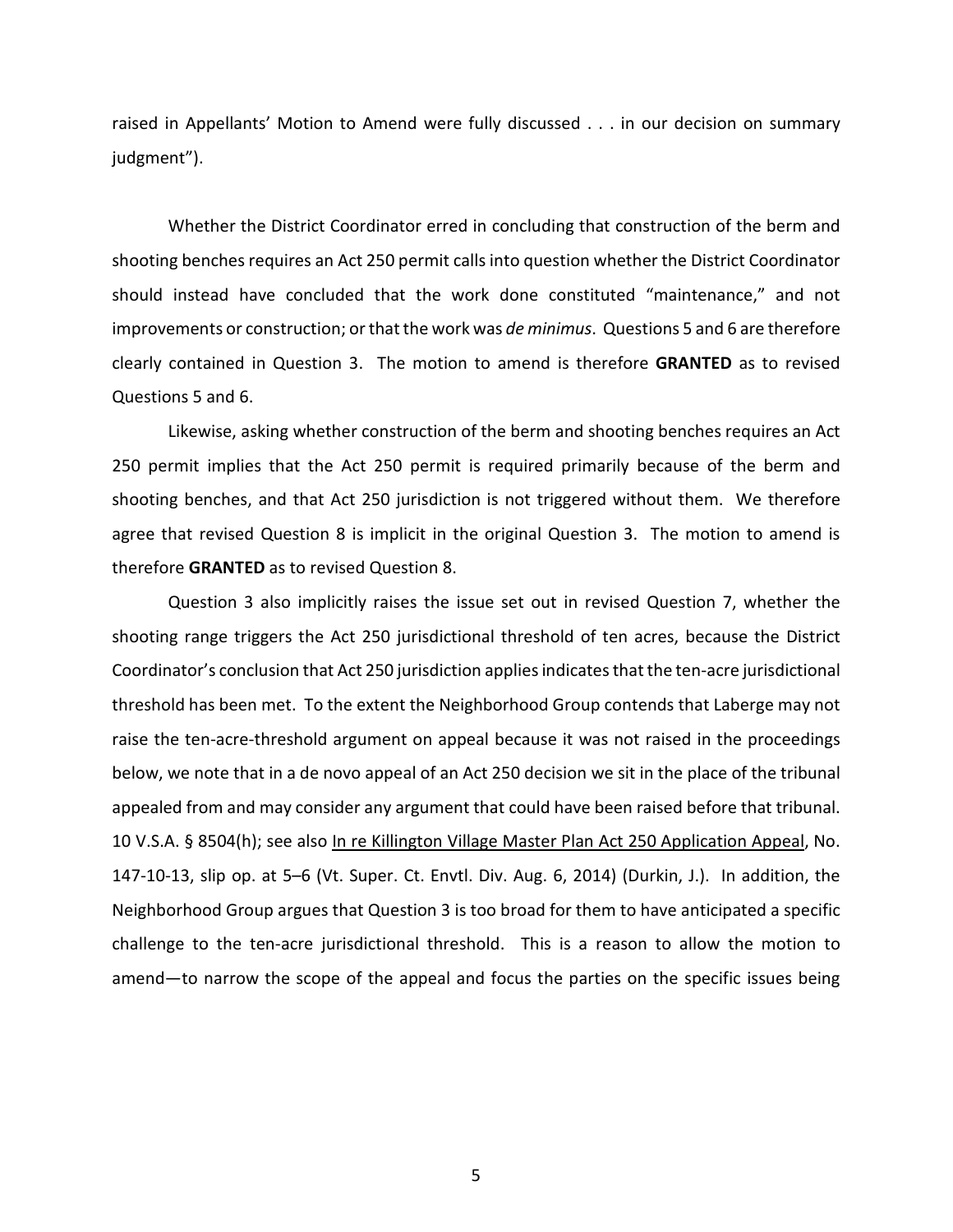raised in Appellants' Motion to Amend were fully discussed . . . in our decision on summary judgment").

Whether the District Coordinator erred in concluding that construction of the berm and shooting benches requires an Act 250 permit calls into question whether the District Coordinator should instead have concluded that the work done constituted "maintenance," and not improvements or construction; or that the work was *de minimus*. Questions 5 and 6 are therefore clearly contained in Question 3. The motion to amend is therefore **GRANTED** as to revised Questions 5 and 6.

Likewise, asking whether construction of the berm and shooting benches requires an Act 250 permit implies that the Act 250 permit is required primarily because of the berm and shooting benches, and that Act 250 jurisdiction is not triggered without them. We therefore agree that revised Question 8 is implicit in the original Question 3. The motion to amend is therefore **GRANTED** as to revised Question 8.

Question 3 also implicitly raises the issue set out in revised Question 7, whether the shooting range triggers the Act 250 jurisdictional threshold of ten acres, because the District Coordinator's conclusion that Act 250 jurisdiction applies indicates that the ten-acre jurisdictional threshold has been met. To the extent the Neighborhood Group contends that Laberge may not raise the ten-acre-threshold argument on appeal because it was not raised in the proceedings below, we note that in a de novo appeal of an Act 250 decision we sit in the place of the tribunal appealed from and may consider any argument that could have been raised before that tribunal. 10 V.S.A. § 8504(h); see also In re Killington Village Master Plan Act 250 Application Appeal, No. 147-10-13, slip op. at 5–6 (Vt. Super. Ct. Envtl. Div. Aug. 6, 2014) (Durkin, J.). In addition, the Neighborhood Group argues that Question 3 is too broad for them to have anticipated a specific challenge to the ten-acre jurisdictional threshold. This is a reason to allow the motion to amend—to narrow the scope of the appeal and focus the parties on the specific issues being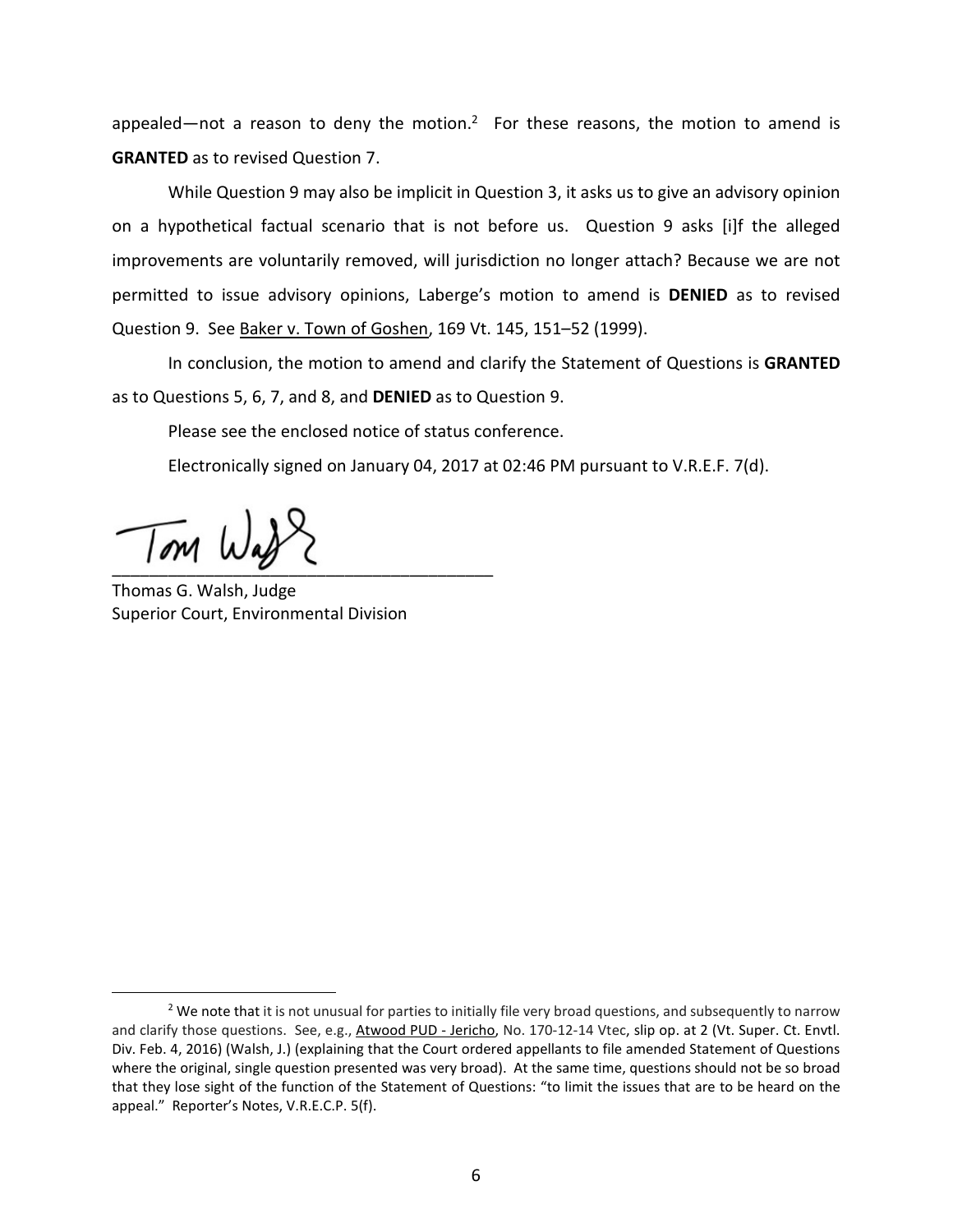appealed—not a reason to deny the motion.[2] For these reasons, the motion to amend is **GRANTED** as to revised Question 7.

While Question 9 may also be implicit in Question 3, it asks us to give an advisory opinion on a hypothetical factual scenario that is not before us. Question 9 asks [i]f the alleged improvements are voluntarily removed, will jurisdiction no longer attach? Because we are not permitted to issue advisory opinions, Laberge's motion to amend is **DENIED** as to revised Question 9. See Baker v. Town of Goshen, 169 Vt. 145, 151–52 (1999).

In conclusion, the motion to amend and clarify the Statement of Questions is **GRANTED** as to Questions 5, 6, 7, and 8, and **DENIED** as to Question 9.

Please see the enclosed notice of status conference.

Electronically signed on January 04, 2017 at 02:46 PM pursuant to V.R.E.F. 7(d).

\_\_\_\_\_\_\_\_\_\_\_\_\_\_\_\_\_\_\_\_\_\_\_\_\_\_\_\_\_\_\_\_\_\_\_\_\_\_\_\_

Thomas G. Walsh, Judge
Superior Court, Environmental Division

---

[2] We note that it is not unusual for parties to initially file very broad questions, and subsequently to narrow and clarify those questions. See, e.g., Atwood PUD - Jericho, No. 170-12-14 Vtec, slip op. at 2 (Vt. Super. Ct. Envtl. Div. Feb. 4, 2016) (Walsh, J.) (explaining that the Court ordered appellants to file amended Statement of Questions where the original, single question presented was very broad). At the same time, questions should not be so broad that they lose sight of the function of the Statement of Questions: "to limit the issues that are to be heard on the appeal." Reporter's Notes, V.R.E.C.P. 5(f).